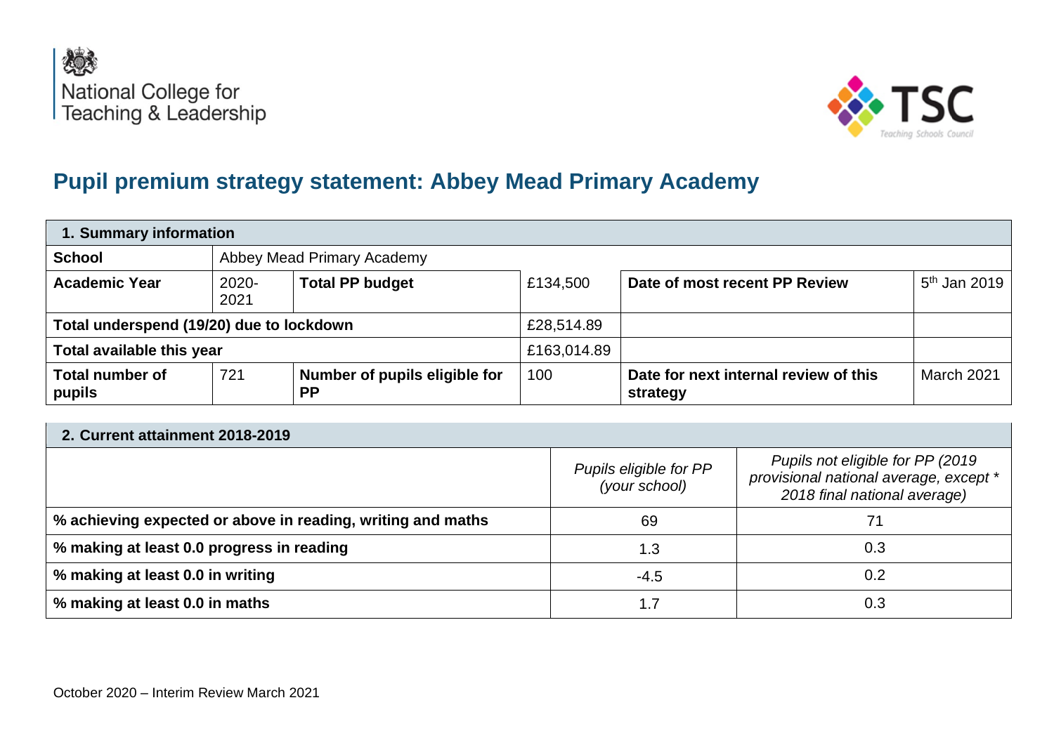National College for Teaching & Leadership

TSC Teaching Schools Council

# Pupil premium strategy statement: Abbey Mead Primary Academy

| 1. Summary information | | | | | |
|---|---|---|---|---|---|
| **School** | Abbey Mead Primary Academy | | | | |
| **Academic Year** | 2020-2021 | **Total PP budget** | £134,500 | **Date of most recent PP Review** | 5th Jan 2019 |
| **Total underspend (19/20) due to lockdown** | | | £28,514.89 | | |
| **Total available this year** | | | £163,014.89 | | |
| **Total number of pupils** | 721 | **Number of pupils eligible for PP** | 100 | **Date for next internal review of this strategy** | March 2021 |

| 2. Current attainment 2018-2019 | | |
|---|---|---|
| | *Pupils eligible for PP (your school)* | *Pupils not eligible for PP (2019 provisional national average, except * 2018 final national average)* |
| **% achieving expected or above in reading, writing and maths** | 69 | 71 |
| **% making at least 0.0 progress in reading** | 1.3 | 0.3 |
| **% making at least 0.0 in writing** | -4.5 | 0.2 |
| **% making at least 0.0 in maths** | 1.7 | 0.3 |

October 2020 – Interim Review March 2021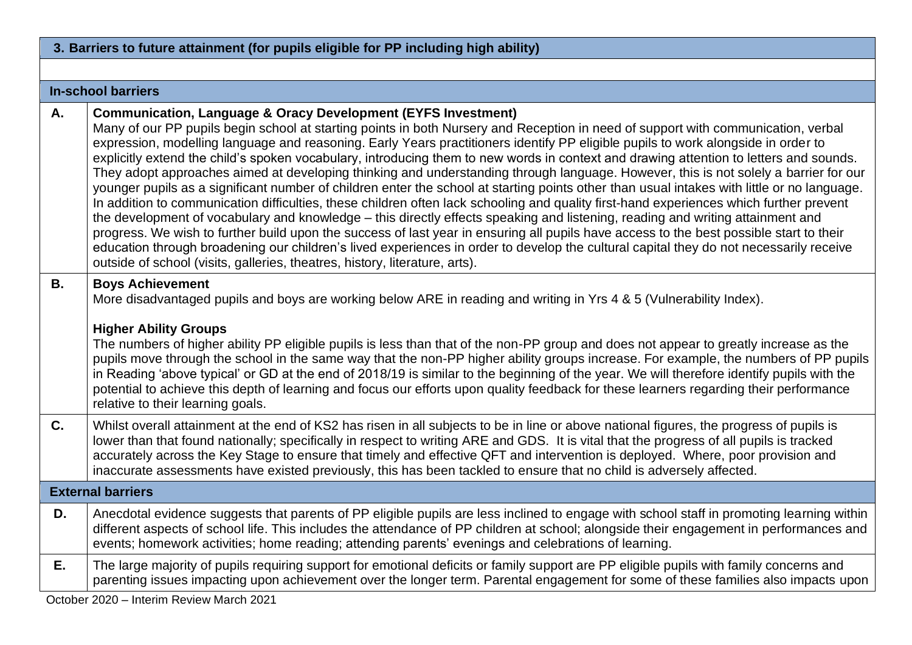| 3. Barriers to future attainment (for pupils eligible for PP including high ability) | |
|---|---|
| | |
| **In-school barriers** | |
| **A.** | **Communication, Language & Oracy Development (EYFS Investment)**<br>Many of our PP pupils begin school at starting points in both Nursery and Reception in need of support with communication, verbal expression, modelling language and reasoning. Early Years practitioners identify PP eligible pupils to work alongside in order to explicitly extend the child's spoken vocabulary, introducing them to new words in context and drawing attention to letters and sounds. They adopt approaches aimed at developing thinking and understanding through language. However, this is not solely a barrier for our younger pupils as a significant number of children enter the school at starting points other than usual intakes with little or no language. In addition to communication difficulties, these children often lack schooling and quality first-hand experiences which further prevent the development of vocabulary and knowledge – this directly effects speaking and listening, reading and writing attainment and progress. We wish to further build upon the success of last year in ensuring all pupils have access to the best possible start to their education through broadening our children's lived experiences in order to develop the cultural capital they do not necessarily receive outside of school (visits, galleries, theatres, history, literature, arts). |
| **B.** | **Boys Achievement**<br>More disadvantaged pupils and boys are working below ARE in reading and writing in Yrs 4 & 5 (Vulnerability Index).<br><br>**Higher Ability Groups**<br>The numbers of higher ability PP eligible pupils is less than that of the non-PP group and does not appear to greatly increase as the pupils move through the school in the same way that the non-PP higher ability groups increase. For example, the numbers of PP pupils in Reading 'above typical' or GD at the end of 2018/19 is similar to the beginning of the year. We will therefore identify pupils with the potential to achieve this depth of learning and focus our efforts upon quality feedback for these learners regarding their performance relative to their learning goals. |
| **C.** | Whilst overall attainment at the end of KS2 has risen in all subjects to be in line or above national figures, the progress of pupils is lower than that found nationally; specifically in respect to writing ARE and GDS. It is vital that the progress of all pupils is tracked accurately across the Key Stage to ensure that timely and effective QFT and intervention is deployed. Where, poor provision and inaccurate assessments have existed previously, this has been tackled to ensure that no child is adversely affected. |
| **External barriers** | |
| **D.** | Anecdotal evidence suggests that parents of PP eligible pupils are less inclined to engage with school staff in promoting learning within different aspects of school life. This includes the attendance of PP children at school; alongside their engagement in performances and events; homework activities; home reading; attending parents' evenings and celebrations of learning. |
| **E.** | The large majority of pupils requiring support for emotional deficits or family support are PP eligible pupils with family concerns and parenting issues impacting upon achievement over the longer term. Parental engagement for some of these families also impacts upon |

October 2020 – Interim Review March 2021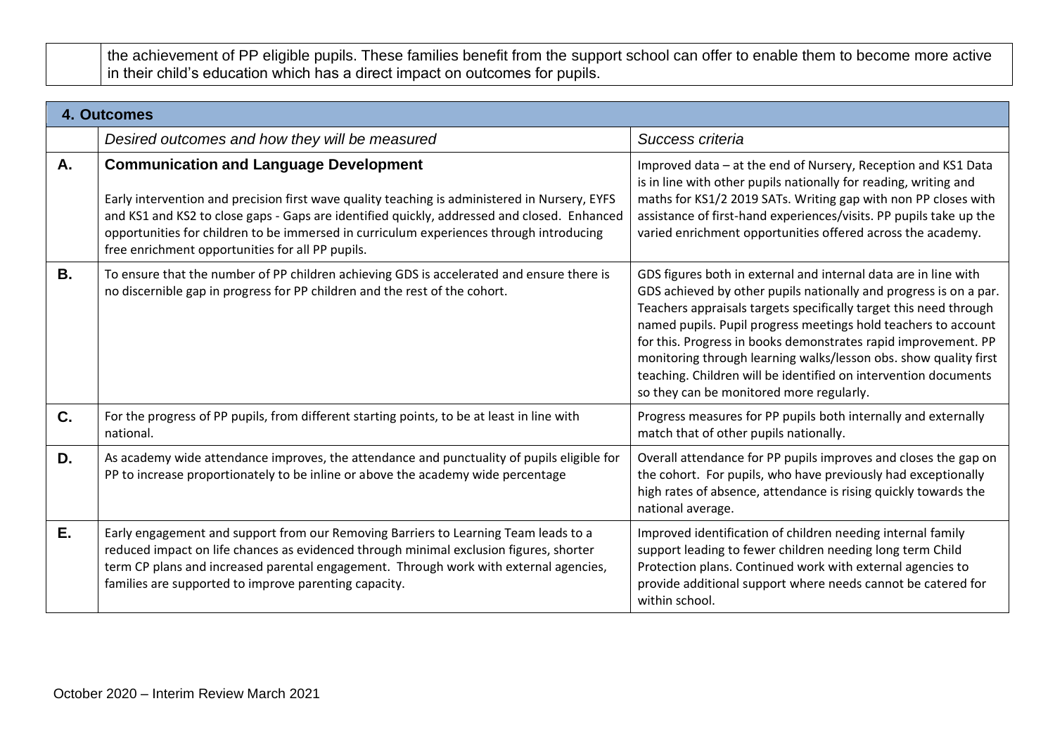| | the achievement of PP eligible pupils. These families benefit from the support school can offer to enable them to become more active in their child's education which has a direct impact on outcomes for pupils. |
|---|---|

| **4. Outcomes** | | |
|---|---|---|
| | *Desired outcomes and how they will be measured* | *Success criteria* |
| **A.** | **Communication and Language Development**<br><br>Early intervention and precision first wave quality teaching is administered in Nursery, EYFS and KS1 and KS2 to close gaps - Gaps are identified quickly, addressed and closed. Enhanced opportunities for children to be immersed in curriculum experiences through introducing free enrichment opportunities for all PP pupils. | Improved data – at the end of Nursery, Reception and KS1 Data is in line with other pupils nationally for reading, writing and maths for KS1/2 2019 SATs. Writing gap with non PP closes with assistance of first-hand experiences/visits. PP pupils take up the varied enrichment opportunities offered across the academy. |
| **B.** | To ensure that the number of PP children achieving GDS is accelerated and ensure there is no discernible gap in progress for PP children and the rest of the cohort. | GDS figures both in external and internal data are in line with GDS achieved by other pupils nationally and progress is on a par. Teachers appraisals targets specifically target this need through named pupils. Pupil progress meetings hold teachers to account for this. Progress in books demonstrates rapid improvement. PP monitoring through learning walks/lesson obs. show quality first teaching. Children will be identified on intervention documents so they can be monitored more regularly. |
| **C.** | For the progress of PP pupils, from different starting points, to be at least in line with national. | Progress measures for PP pupils both internally and externally match that of other pupils nationally. |
| **D.** | As academy wide attendance improves, the attendance and punctuality of pupils eligible for PP to increase proportionately to be inline or above the academy wide percentage | Overall attendance for PP pupils improves and closes the gap on the cohort. For pupils, who have previously had exceptionally high rates of absence, attendance is rising quickly towards the national average. |
| **E.** | Early engagement and support from our Removing Barriers to Learning Team leads to a reduced impact on life chances as evidenced through minimal exclusion figures, shorter term CP plans and increased parental engagement. Through work with external agencies, families are supported to improve parenting capacity. | Improved identification of children needing internal family support leading to fewer children needing long term Child Protection plans. Continued work with external agencies to provide additional support where needs cannot be catered for within school. |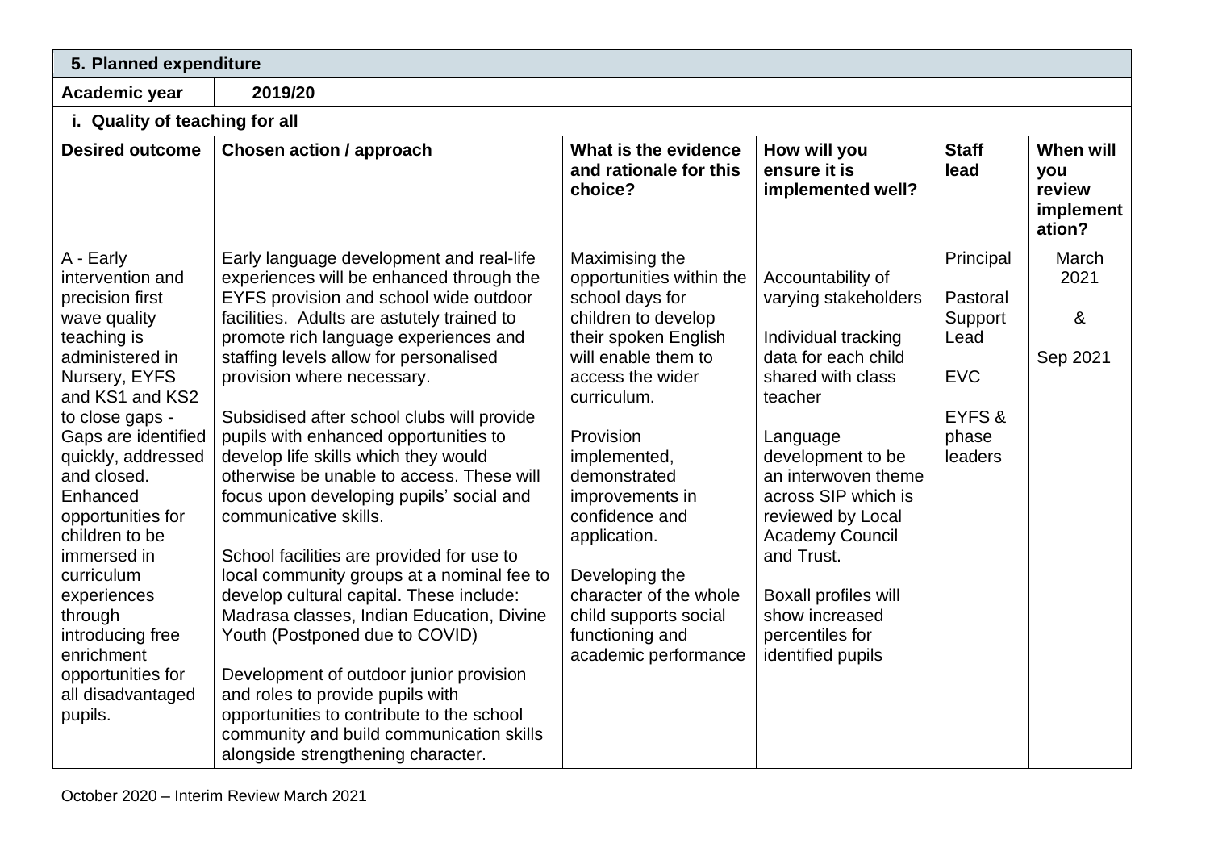| 5. Planned expenditure | | | | | |
|---|---|---|---|---|---|
| **Academic year** | **2019/20** | | | | |
| **i. Quality of teaching for all** | | | | | |
| **Desired outcome** | **Chosen action / approach** | **What is the evidence and rationale for this choice?** | **How will you ensure it is implemented well?** | **Staff lead** | **When will you review implementation?** |
| A - Early intervention and precision first wave quality teaching is administered in Nursery, EYFS and KS1 and KS2 to close gaps - Gaps are identified quickly, addressed and closed. Enhanced opportunities for children to be immersed in curriculum experiences through introducing free enrichment opportunities for all disadvantaged pupils. | Early language development and real-life experiences will be enhanced through the EYFS provision and school wide outdoor facilities. Adults are astutely trained to promote rich language experiences and staffing levels allow for personalised provision where necessary.<br><br>Subsidised after school clubs will provide pupils with enhanced opportunities to develop life skills which they would otherwise be unable to access. These will focus upon developing pupils' social and communicative skills.<br><br>School facilities are provided for use to local community groups at a nominal fee to develop cultural capital. These include: Madrasa classes, Indian Education, Divine Youth (Postponed due to COVID)<br><br>Development of outdoor junior provision and roles to provide pupils with opportunities to contribute to the school community and build communication skills alongside strengthening character. | Maximising the opportunities within the school days for children to develop their spoken English will enable them to access the wider curriculum.<br><br>Provision implemented, demonstrated improvements in confidence and application.<br><br>Developing the character of the whole child supports social functioning and academic performance | Accountability of varying stakeholders<br><br>Individual tracking data for each child shared with class teacher<br><br>Language development to be an interwoven theme across SIP which is reviewed by Local Academy Council and Trust.<br><br>Boxall profiles will show increased percentiles for identified pupils | Principal<br><br>Pastoral Support Lead<br><br>EVC<br><br>EYFS & phase leaders | March 2021<br><br>&<br><br>Sep 2021 |

October 2020 – Interim Review March 2021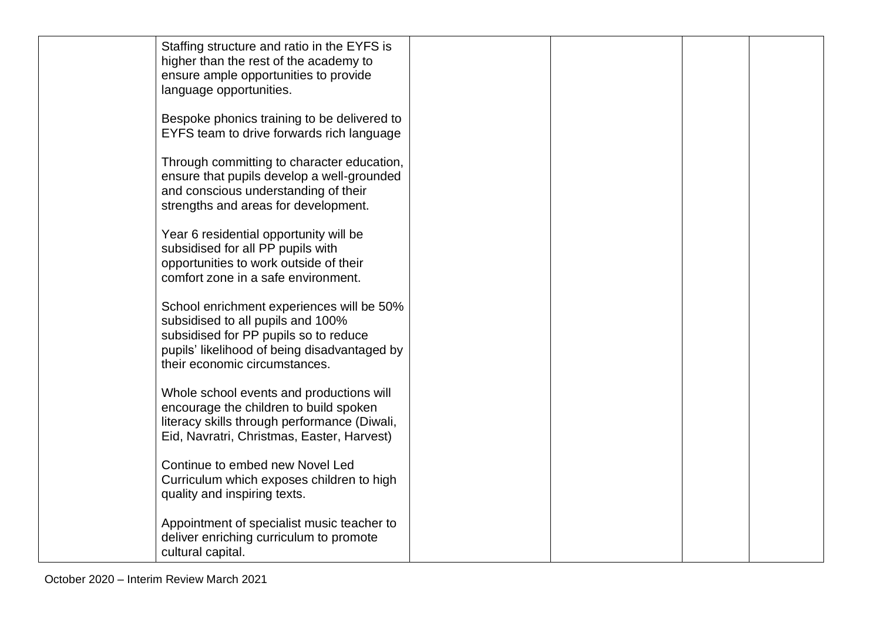| | | | | | |
|---|---|---|---|---|---|
| | Staffing structure and ratio in the EYFS is higher than the rest of the academy to ensure ample opportunities to provide language opportunities.<br><br>Bespoke phonics training to be delivered to EYFS team to drive forwards rich language<br><br>Through committing to character education, ensure that pupils develop a well-grounded and conscious understanding of their strengths and areas for development.<br><br>Year 6 residential opportunity will be subsidised for all PP pupils with opportunities to work outside of their comfort zone in a safe environment.<br><br>School enrichment experiences will be 50% subsidised to all pupils and 100% subsidised for PP pupils so to reduce pupils' likelihood of being disadvantaged by their economic circumstances.<br><br>Whole school events and productions will encourage the children to build spoken literacy skills through performance (Diwali, Eid, Navratri, Christmas, Easter, Harvest)<br><br>Continue to embed new Novel Led Curriculum which exposes children to high quality and inspiring texts.<br><br>Appointment of specialist music teacher to deliver enriching curriculum to promote cultural capital. | | | | |

October 2020 – Interim Review March 2021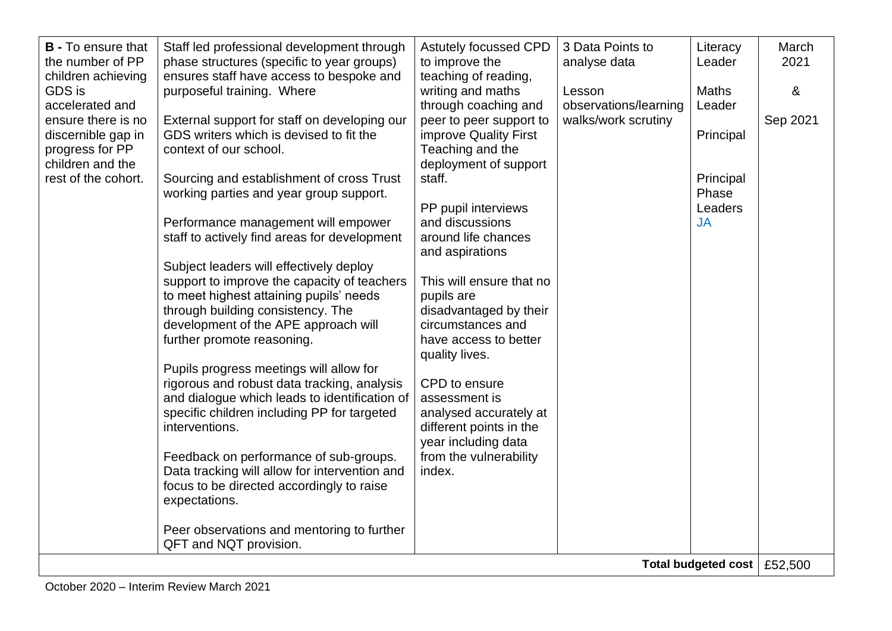| **B -** To ensure that the number of PP children achieving GDS is accelerated and ensure there is no discernible gap in progress for PP children and the rest of the cohort. | Staff led professional development through phase structures (specific to year groups) ensures staff have access to bespoke and purposeful training. Where<br><br>External support for staff on developing our GDS writers which is devised to fit the context of our school.<br><br>Sourcing and establishment of cross Trust working parties and year group support.<br><br>Performance management will empower staff to actively find areas for development<br><br>Subject leaders will effectively deploy support to improve the capacity of teachers to meet highest attaining pupils' needs through building consistency. The development of the APE approach will further promote reasoning.<br><br>Pupils progress meetings will allow for rigorous and robust data tracking, analysis and dialogue which leads to identification of specific children including PP for targeted interventions.<br><br>Feedback on performance of sub-groups. Data tracking will allow for intervention and focus to be directed accordingly to raise expectations.<br><br>Peer observations and mentoring to further QFT and NQT provision. | Astutely focussed CPD to improve the teaching of reading, writing and maths through coaching and peer to peer support to improve Quality First Teaching and the deployment of support staff.<br><br>PP pupil interviews and discussions around life chances and aspirations<br><br>This will ensure that no pupils are disadvantaged by their circumstances and have access to better quality lives.<br><br>CPD to ensure assessment is analysed accurately at different points in the year including data from the vulnerability index. | 3 Data Points to analyse data<br><br>Lesson observations/learning walks/work scrutiny | Literacy Leader<br><br>Maths Leader<br><br>Principal<br><br>Principal Phase Leaders JA | March 2021<br><br>&<br><br>Sep 2021 |
|---|---|---|---|---|---|
| | | | | **Total budgeted cost** | £52,500 |

October 2020 – Interim Review March 2021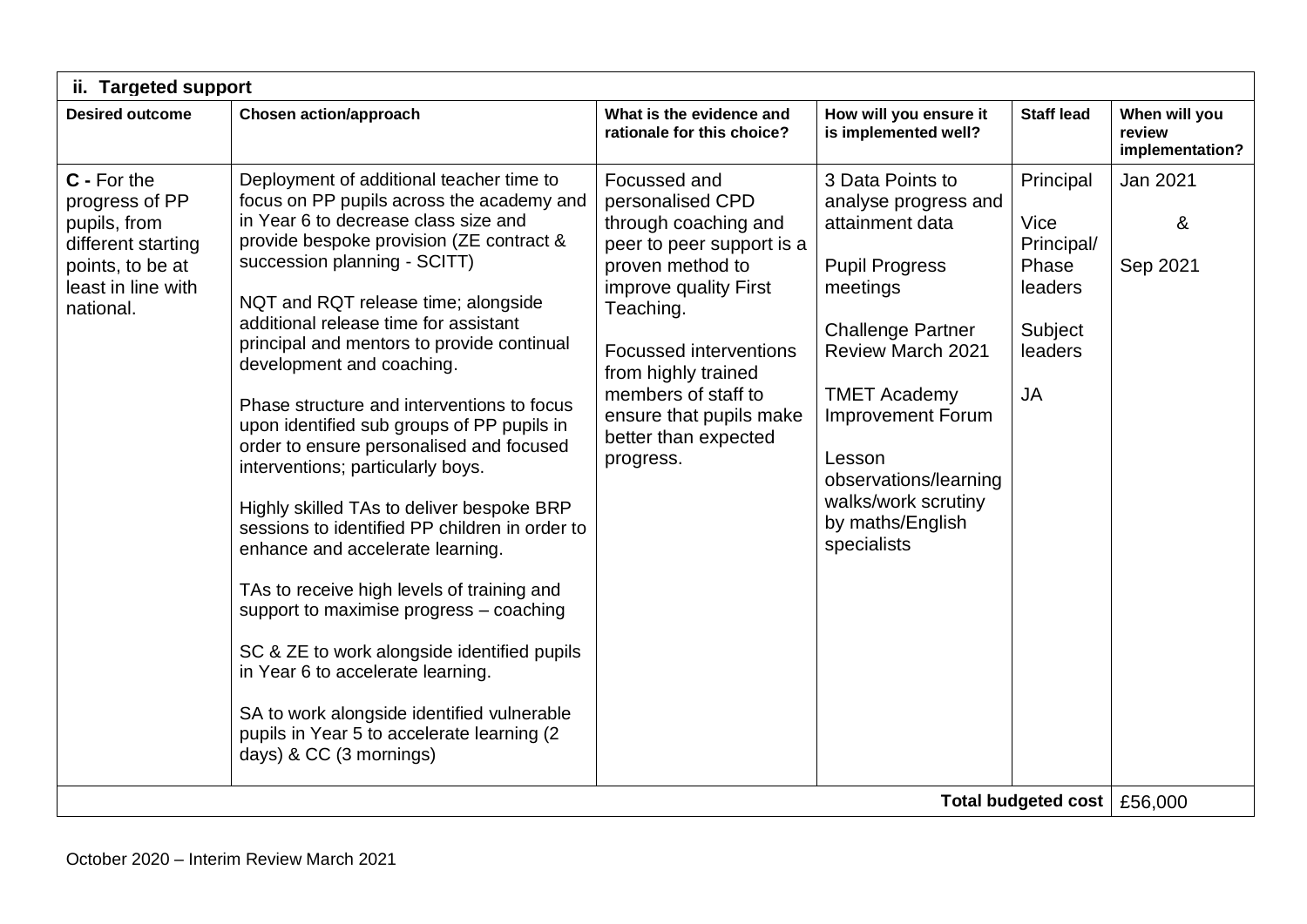| ii. Targeted support | | | | | |
|---|---|---|---|---|---|
| **Desired outcome** | **Chosen action/approach** | **What is the evidence and rationale for this choice?** | **How will you ensure it is implemented well?** | **Staff lead** | **When will you review implementation?** |
| **C -** For the progress of PP pupils, from different starting points, to be at least in line with national. | Deployment of additional teacher time to focus on PP pupils across the academy and in Year 6 to decrease class size and provide bespoke provision (ZE contract & succession planning - SCITT)<br><br>NQT and RQT release time; alongside additional release time for assistant principal and mentors to provide continual development and coaching.<br><br>Phase structure and interventions to focus upon identified sub groups of PP pupils in order to ensure personalised and focused interventions; particularly boys.<br><br>Highly skilled TAs to deliver bespoke BRP sessions to identified PP children in order to enhance and accelerate learning.<br><br>TAs to receive high levels of training and support to maximise progress – coaching<br><br>SC & ZE to work alongside identified pupils in Year 6 to accelerate learning.<br><br>SA to work alongside identified vulnerable pupils in Year 5 to accelerate learning (2 days) & CC (3 mornings) | Focussed and personalised CPD through coaching and peer to peer support is a proven method to improve quality First Teaching.<br><br>Focussed interventions from highly trained members of staff to ensure that pupils make better than expected progress. | 3 Data Points to analyse progress and attainment data<br><br>Pupil Progress meetings<br><br>Challenge Partner Review March 2021<br><br>TMET Academy Improvement Forum<br><br>Lesson observations/learning walks/work scrutiny by maths/English specialists | Principal<br><br>Vice Principal/ Phase leaders<br><br>Subject leaders<br><br>JA | Jan 2021<br><br>&<br><br>Sep 2021 |
| | | | | **Total budgeted cost** | £56,000 |

October 2020 – Interim Review March 2021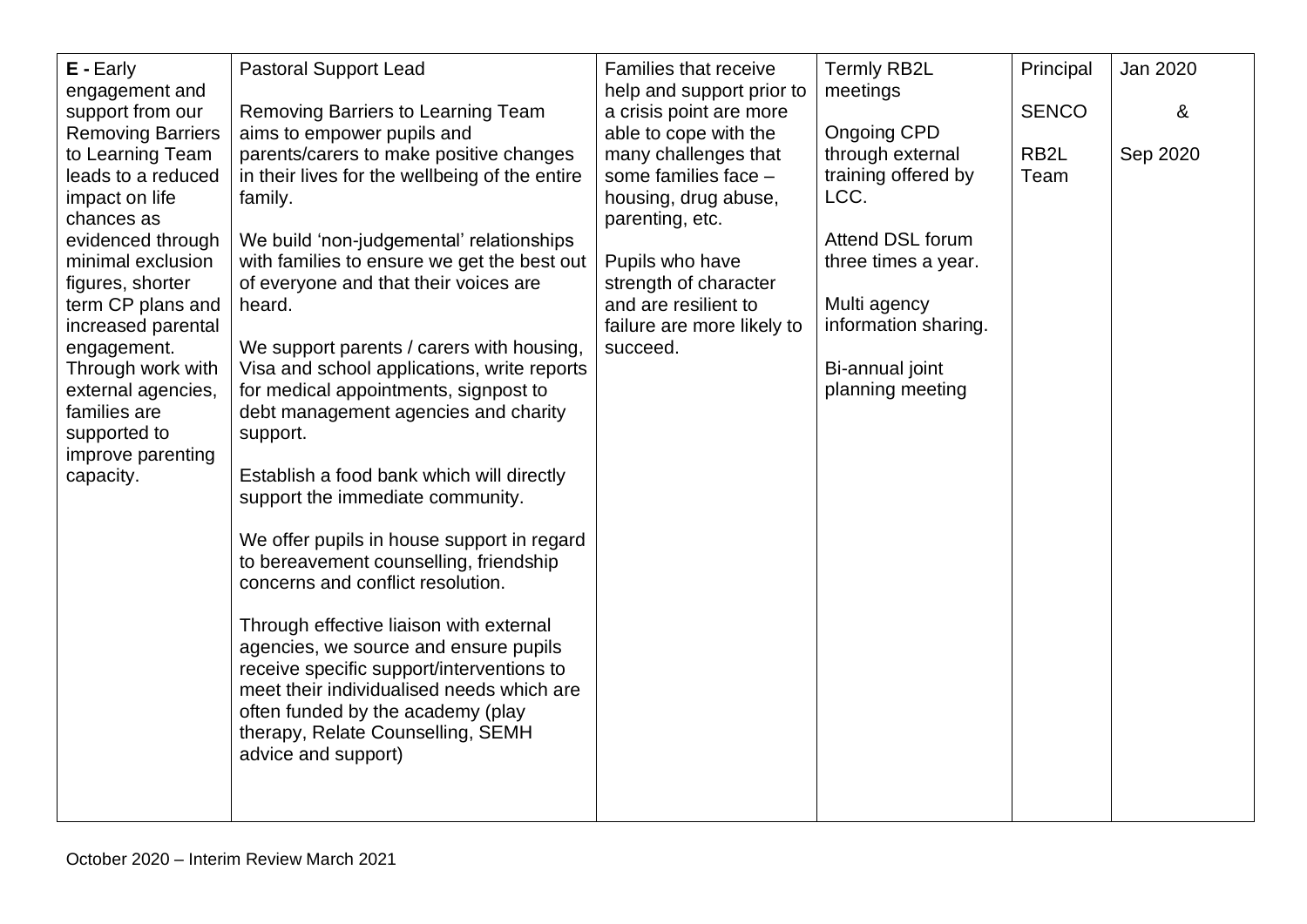| | | | | | |
|---|---|---|---|---|---|
| **E -** Early engagement and support from our Removing Barriers to Learning Team leads to a reduced impact on life chances as evidenced through minimal exclusion figures, shorter term CP plans and increased parental engagement. Through work with external agencies, families are supported to improve parenting capacity. | Pastoral Support Lead<br><br>Removing Barriers to Learning Team aims to empower pupils and parents/carers to make positive changes in their lives for the wellbeing of the entire family.<br><br>We build 'non-judgemental' relationships with families to ensure we get the best out of everyone and that their voices are heard.<br><br>We support parents / carers with housing, Visa and school applications, write reports for medical appointments, signpost to debt management agencies and charity support.<br><br>Establish a food bank which will directly support the immediate community.<br><br>We offer pupils in house support in regard to bereavement counselling, friendship concerns and conflict resolution.<br><br>Through effective liaison with external agencies, we source and ensure pupils receive specific support/interventions to meet their individualised needs which are often funded by the academy (play therapy, Relate Counselling, SEMH advice and support) | Families that receive help and support prior to a crisis point are more able to cope with the many challenges that some families face – housing, drug abuse, parenting, etc.<br><br>Pupils who have strength of character and are resilient to failure are more likely to succeed. | Termly RB2L meetings<br><br>Ongoing CPD through external training offered by LCC.<br><br>Attend DSL forum three times a year.<br><br>Multi agency information sharing.<br><br>Bi-annual joint planning meeting | Principal<br><br>SENCO<br><br>RB2L Team | Jan 2020<br><br>&<br><br>Sep 2020 |

October 2020 – Interim Review March 2021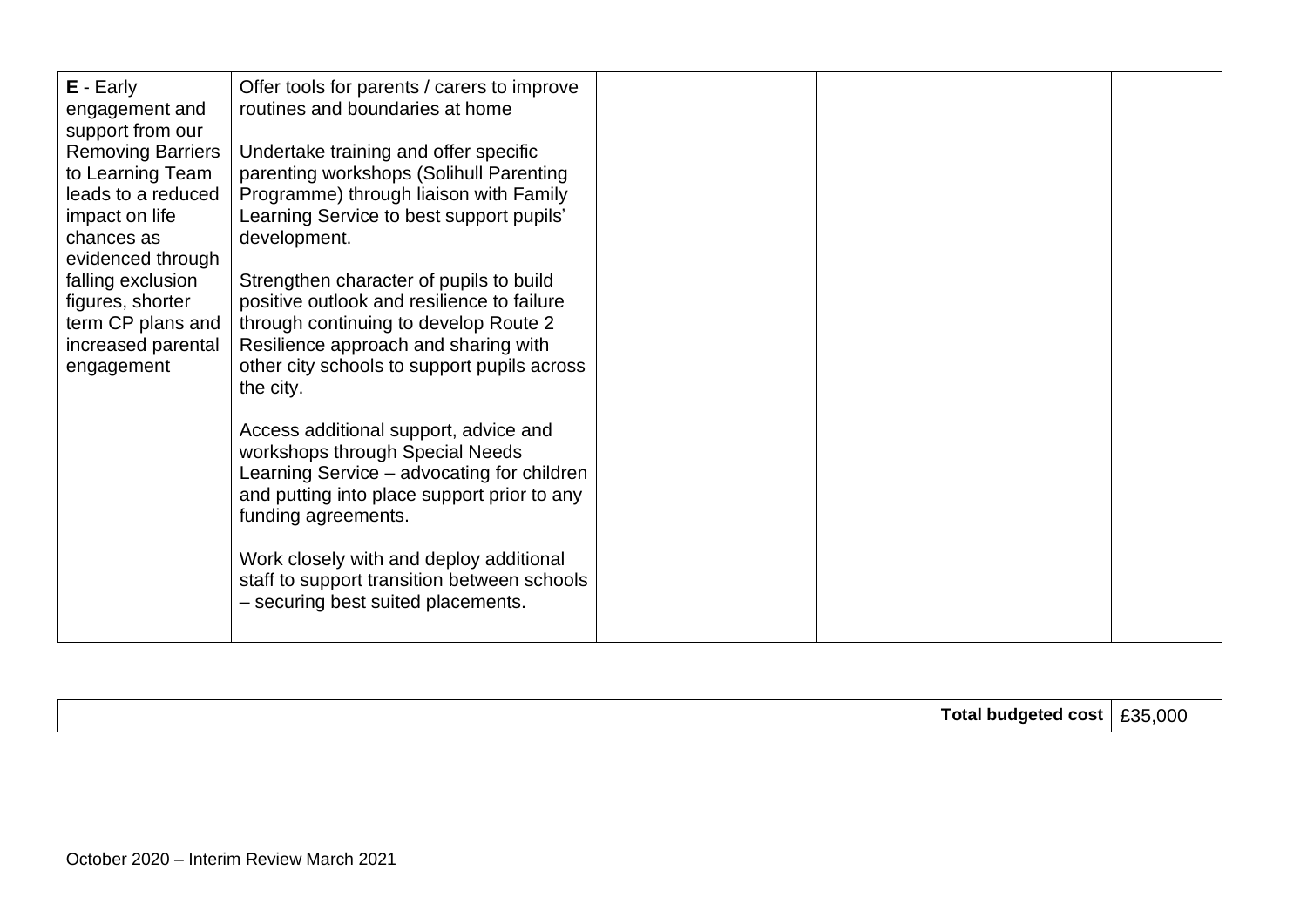| | | | | | |
|---|---|---|---|---|---|
| **E** - Early engagement and support from our Removing Barriers to Learning Team leads to a reduced impact on life chances as evidenced through falling exclusion figures, shorter term CP plans and increased parental engagement | Offer tools for parents / carers to improve routines and boundaries at home<br><br>Undertake training and offer specific parenting workshops (Solihull Parenting Programme) through liaison with Family Learning Service to best support pupils' development.<br><br>Strengthen character of pupils to build positive outlook and resilience to failure through continuing to develop Route 2 Resilience approach and sharing with other city schools to support pupils across the city.<br><br>Access additional support, advice and workshops through Special Needs Learning Service – advocating for children and putting into place support prior to any funding agreements.<br><br>Work closely with and deploy additional staff to support transition between schools – securing best suited placements. | | | | |

| | |
|---|---|
| **Total budgeted cost** | £35,000 |

October 2020 – Interim Review March 2021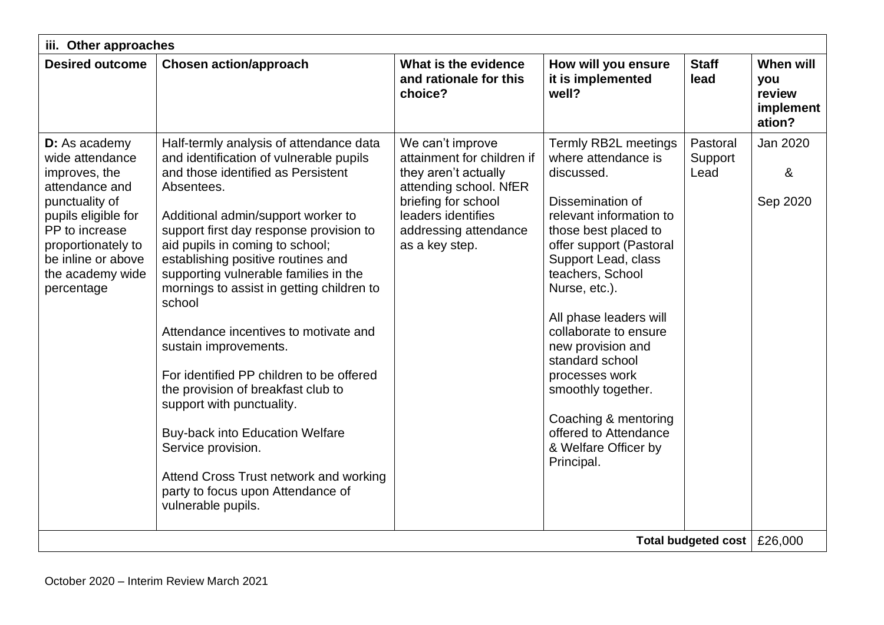| iii. Other approaches | | | | | |
|---|---|---|---|---|---|
| **Desired outcome** | **Chosen action/approach** | **What is the evidence and rationale for this choice?** | **How will you ensure it is implemented well?** | **Staff lead** | **When will you review implementation?** |
| **D:** As academy wide attendance improves, the attendance and punctuality of pupils eligible for PP to increase proportionately to be inline or above the academy wide percentage | Half-termly analysis of attendance data and identification of vulnerable pupils and those identified as Persistent Absentees.<br><br>Additional admin/support worker to support first day response provision to aid pupils in coming to school; establishing positive routines and supporting vulnerable families in the mornings to assist in getting children to school<br><br>Attendance incentives to motivate and sustain improvements.<br><br>For identified PP children to be offered the provision of breakfast club to support with punctuality.<br><br>Buy-back into Education Welfare Service provision.<br><br>Attend Cross Trust network and working party to focus upon Attendance of vulnerable pupils. | We can't improve attainment for children if they aren't actually attending school. NfER briefing for school leaders identifies addressing attendance as a key step. | Termly RB2L meetings where attendance is discussed.<br><br>Dissemination of relevant information to those best placed to offer support (Pastoral Support Lead, class teachers, School Nurse, etc.).<br><br>All phase leaders will collaborate to ensure new provision and standard school processes work smoothly together.<br><br>Coaching & mentoring offered to Attendance & Welfare Officer by Principal. | Pastoral Support Lead | Jan 2020<br><br>&<br><br>Sep 2020 |
| | | | | **Total budgeted cost** | £26,000 |

October 2020 – Interim Review March 2021